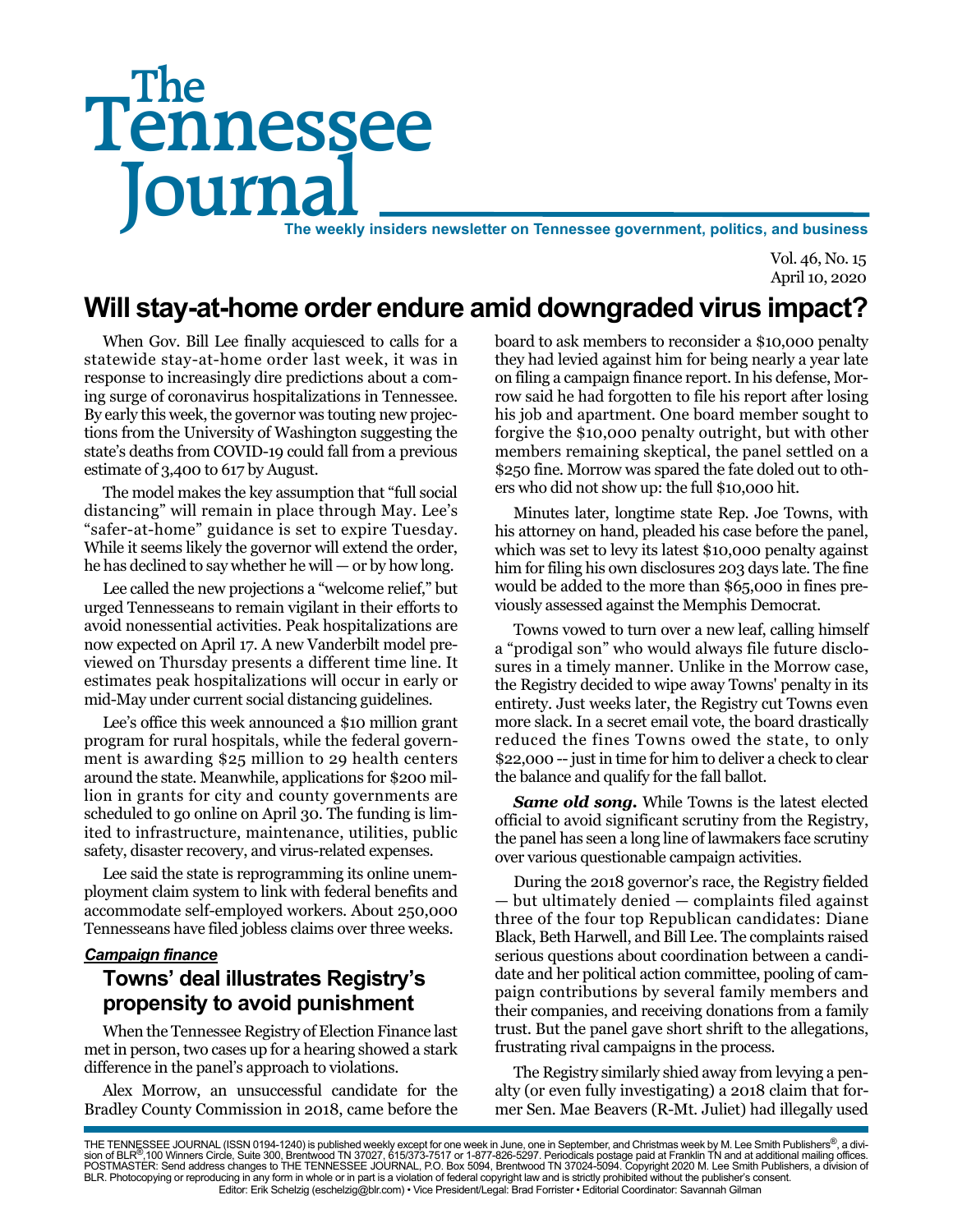# The Tennessee Journal

The weekly insiders newsletter on Tennessee government, politics, and business

Vol. 46, No. 15
April 10, 2020

## Will stay-at-home order endure amid downgraded virus impact?

When Gov. Bill Lee finally acquiesced to calls for a statewide stay-at-home order last week, it was in response to increasingly dire predictions about a coming surge of coronavirus hospitalizations in Tennessee. By early this week, the governor was touting new projections from the University of Washington suggesting the state's deaths from COVID-19 could fall from a previous estimate of 3,400 to 617 by August.

The model makes the key assumption that "full social distancing" will remain in place through May. Lee's "safer-at-home" guidance is set to expire Tuesday. While it seems likely the governor will extend the order, he has declined to say whether he will — or by how long.

Lee called the new projections a "welcome relief," but urged Tennesseans to remain vigilant in their efforts to avoid nonessential activities. Peak hospitalizations are now expected on April 17. A new Vanderbilt model previewed on Thursday presents a different time line. It estimates peak hospitalizations will occur in early or mid-May under current social distancing guidelines.

Lee's office this week announced a $10 million grant program for rural hospitals, while the federal government is awarding $25 million to 29 health centers around the state. Meanwhile, applications for $200 million in grants for city and county governments are scheduled to go online on April 30. The funding is limited to infrastructure, maintenance, utilities, public safety, disaster recovery, and virus-related expenses.

Lee said the state is reprogramming its online unemployment claim system to link with federal benefits and accommodate self-employed workers. About 250,000 Tennesseans have filed jobless claims over three weeks.

***Campaign finance***

## Towns' deal illustrates Registry's propensity to avoid punishment

When the Tennessee Registry of Election Finance last met in person, two cases up for a hearing showed a stark difference in the panel's approach to violations.

Alex Morrow, an unsuccessful candidate for the Bradley County Commission in 2018, came before the board to ask members to reconsider a $10,000 penalty they had levied against him for being nearly a year late on filing a campaign finance report. In his defense, Morrow said he had forgotten to file his report after losing his job and apartment. One board member sought to forgive the $10,000 penalty outright, but with other members remaining skeptical, the panel settled on a $250 fine. Morrow was spared the fate doled out to others who did not show up: the full $10,000 hit.

Minutes later, longtime state Rep. Joe Towns, with his attorney on hand, pleaded his case before the panel, which was set to levy its latest $10,000 penalty against him for filing his own disclosures 203 days late. The fine would be added to the more than $65,000 in fines previously assessed against the Memphis Democrat.

Towns vowed to turn over a new leaf, calling himself a "prodigal son" who would always file future disclosures in a timely manner. Unlike in the Morrow case, the Registry decided to wipe away Towns' penalty in its entirety. Just weeks later, the Registry cut Towns even more slack. In a secret email vote, the board drastically reduced the fines Towns owed the state, to only $22,000 -- just in time for him to deliver a check to clear the balance and qualify for the fall ballot.

***Same old song.*** While Towns is the latest elected official to avoid significant scrutiny from the Registry, the panel has seen a long line of lawmakers face scrutiny over various questionable campaign activities.

During the 2018 governor's race, the Registry fielded — but ultimately denied — complaints filed against three of the four top Republican candidates: Diane Black, Beth Harwell, and Bill Lee. The complaints raised serious questions about coordination between a candidate and her political action committee, pooling of campaign contributions by several family members and their companies, and receiving donations from a family trust. But the panel gave short shrift to the allegations, frustrating rival campaigns in the process.

The Registry similarly shied away from levying a penalty (or even fully investigating) a 2018 claim that former Sen. Mae Beavers (R-Mt. Juliet) had illegally used

THE TENNESSEE JOURNAL (ISSN 0194-1240) is published weekly except for one week in June, one in September, and Christmas week by M. Lee Smith Publishers®, a division of BLR®,100 Winners Circle, Suite 300, Brentwood TN 37027, 615/373-7517 or 1-877-826-5297. Periodicals postage paid at Franklin TN and at additional mailing offices. POSTMASTER: Send address changes to THE TENNESSEE JOURNAL, P.O. Box 5094, Brentwood TN 37024-5094. Copyright 2020 M. Lee Smith Publishers, a division of BLR. Photocopying or reproducing in any form in whole or in part is a violation of federal copyright law and is strictly prohibited without the publisher's consent.
Editor: Erik Schelzig (eschelzig@blr.com) • Vice President/Legal: Brad Forrister • Editorial Coordinator: Savannah Gilman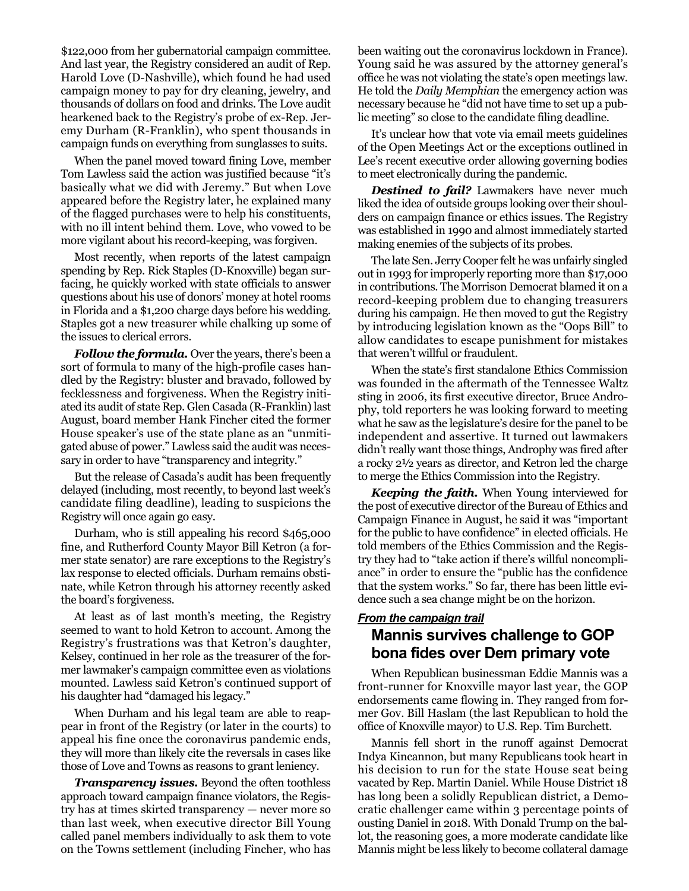$122,000 from her gubernatorial campaign committee. And last year, the Registry considered an audit of Rep. Harold Love (D-Nashville), which found he had used campaign money to pay for dry cleaning, jewelry, and thousands of dollars on food and drinks. The Love audit hearkened back to the Registry's probe of ex-Rep. Jeremy Durham (R-Franklin), who spent thousands in campaign funds on everything from sunglasses to suits.

When the panel moved toward fining Love, member Tom Lawless said the action was justified because "it's basically what we did with Jeremy." But when Love appeared before the Registry later, he explained many of the flagged purchases were to help his constituents, with no ill intent behind them. Love, who vowed to be more vigilant about his record-keeping, was forgiven.

Most recently, when reports of the latest campaign spending by Rep. Rick Staples (D-Knoxville) began surfacing, he quickly worked with state officials to answer questions about his use of donors' money at hotel rooms in Florida and a $1,200 charge days before his wedding. Staples got a new treasurer while chalking up some of the issues to clerical errors.

***Follow the formula.*** Over the years, there's been a sort of formula to many of the high-profile cases handled by the Registry: bluster and bravado, followed by fecklessness and forgiveness. When the Registry initiated its audit of state Rep. Glen Casada (R-Franklin) last August, board member Hank Fincher cited the former House speaker's use of the state plane as an "unmitigated abuse of power." Lawless said the audit was necessary in order to have "transparency and integrity."

But the release of Casada's audit has been frequently delayed (including, most recently, to beyond last week's candidate filing deadline), leading to suspicions the Registry will once again go easy.

Durham, who is still appealing his record $465,000 fine, and Rutherford County Mayor Bill Ketron (a former state senator) are rare exceptions to the Registry's lax response to elected officials. Durham remains obstinate, while Ketron through his attorney recently asked the board's forgiveness.

At least as of last month's meeting, the Registry seemed to want to hold Ketron to account. Among the Registry's frustrations was that Ketron's daughter, Kelsey, continued in her role as the treasurer of the former lawmaker's campaign committee even as violations mounted. Lawless said Ketron's continued support of his daughter had "damaged his legacy."

When Durham and his legal team are able to reappear in front of the Registry (or later in the courts) to appeal his fine once the coronavirus pandemic ends, they will more than likely cite the reversals in cases like those of Love and Towns as reasons to grant leniency.

***Transparency issues.*** Beyond the often toothless approach toward campaign finance violators, the Registry has at times skirted transparency — never more so than last week, when executive director Bill Young called panel members individually to ask them to vote on the Towns settlement (including Fincher, who has been waiting out the coronavirus lockdown in France). Young said he was assured by the attorney general's office he was not violating the state's open meetings law. He told the *Daily Memphian* the emergency action was necessary because he "did not have time to set up a public meeting" so close to the candidate filing deadline.

It's unclear how that vote via email meets guidelines of the Open Meetings Act or the exceptions outlined in Lee's recent executive order allowing governing bodies to meet electronically during the pandemic.

***Destined to fail?*** Lawmakers have never much liked the idea of outside groups looking over their shoulders on campaign finance or ethics issues. The Registry was established in 1990 and almost immediately started making enemies of the subjects of its probes.

The late Sen. Jerry Cooper felt he was unfairly singled out in 1993 for improperly reporting more than $17,000 in contributions. The Morrison Democrat blamed it on a record-keeping problem due to changing treasurers during his campaign. He then moved to gut the Registry by introducing legislation known as the "Oops Bill" to allow candidates to escape punishment for mistakes that weren't willful or fraudulent.

When the state's first standalone Ethics Commission was founded in the aftermath of the Tennessee Waltz sting in 2006, its first executive director, Bruce Androphy, told reporters he was looking forward to meeting what he saw as the legislature's desire for the panel to be independent and assertive. It turned out lawmakers didn't really want those things, Androphy was fired after a rocky 2½ years as director, and Ketron led the charge to merge the Ethics Commission into the Registry.

***Keeping the faith.*** When Young interviewed for the post of executive director of the Bureau of Ethics and Campaign Finance in August, he said it was "important for the public to have confidence" in elected officials. He told members of the Ethics Commission and the Registry they had to "take action if there's willful noncompliance" in order to ensure the "public has the confidence that the system works." So far, there has been little evidence such a sea change might be on the horizon.

***From the campaign trail***

## Mannis survives challenge to GOP bona fides over Dem primary vote

When Republican businessman Eddie Mannis was a front-runner for Knoxville mayor last year, the GOP endorsements came flowing in. They ranged from former Gov. Bill Haslam (the last Republican to hold the office of Knoxville mayor) to U.S. Rep. Tim Burchett.

Mannis fell short in the runoff against Democrat Indya Kincannon, but many Republicans took heart in his decision to run for the state House seat being vacated by Rep. Martin Daniel. While House District 18 has long been a solidly Republican district, a Democratic challenger came within 3 percentage points of ousting Daniel in 2018. With Donald Trump on the ballot, the reasoning goes, a more moderate candidate like Mannis might be less likely to become collateral damage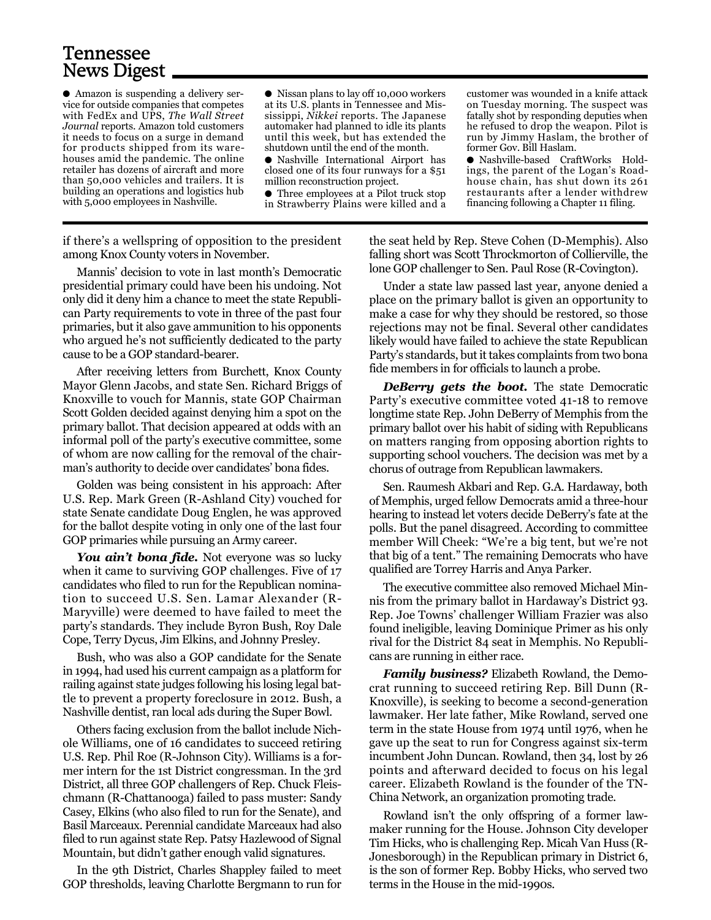## Tennessee News Digest

- Amazon is suspending a delivery service for outside companies that competes with FedEx and UPS, *The Wall Street Journal* reports. Amazon told customers it needs to focus on a surge in demand for products shipped from its warehouses amid the pandemic. The online retailer has dozens of aircraft and more than 50,000 vehicles and trailers. It is building an operations and logistics hub with 5,000 employees in Nashville.
- Nissan plans to lay off 10,000 workers at its U.S. plants in Tennessee and Mississippi, *Nikkei* reports. The Japanese automaker had planned to idle its plants until this week, but has extended the shutdown until the end of the month.
- Nashville International Airport has closed one of its four runways for a $51 million reconstruction project.
- Three employees at a Pilot truck stop in Strawberry Plains were killed and a customer was wounded in a knife attack on Tuesday morning. The suspect was fatally shot by responding deputies when he refused to drop the weapon. Pilot is run by Jimmy Haslam, the brother of former Gov. Bill Haslam.
- Nashville-based CraftWorks Holdings, the parent of the Logan's Roadhouse chain, has shut down its 261 restaurants after a lender withdrew financing following a Chapter 11 filing.

---

if there's a wellspring of opposition to the president among Knox County voters in November.

Mannis' decision to vote in last month's Democratic presidential primary could have been his undoing. Not only did it deny him a chance to meet the state Republican Party requirements to vote in three of the past four primaries, but it also gave ammunition to his opponents who argued he's not sufficiently dedicated to the party cause to be a GOP standard-bearer.

After receiving letters from Burchett, Knox County Mayor Glenn Jacobs, and state Sen. Richard Briggs of Knoxville to vouch for Mannis, state GOP Chairman Scott Golden decided against denying him a spot on the primary ballot. That decision appeared at odds with an informal poll of the party's executive committee, some of whom are now calling for the removal of the chairman's authority to decide over candidates' bona fides.

Golden was being consistent in his approach: After U.S. Rep. Mark Green (R-Ashland City) vouched for state Senate candidate Doug Englen, he was approved for the ballot despite voting in only one of the last four GOP primaries while pursuing an Army career.

***You ain't bona fide.*** Not everyone was so lucky when it came to surviving GOP challenges. Five of 17 candidates who filed to run for the Republican nomination to succeed U.S. Sen. Lamar Alexander (R-Maryville) were deemed to have failed to meet the party's standards. They include Byron Bush, Roy Dale Cope, Terry Dycus, Jim Elkins, and Johnny Presley.

Bush, who was also a GOP candidate for the Senate in 1994, had used his current campaign as a platform for railing against state judges following his losing legal battle to prevent a property foreclosure in 2012. Bush, a Nashville dentist, ran local ads during the Super Bowl.

Others facing exclusion from the ballot include Nichole Williams, one of 16 candidates to succeed retiring U.S. Rep. Phil Roe (R-Johnson City). Williams is a former intern for the 1st District congressman. In the 3rd District, all three GOP challengers of Rep. Chuck Fleischmann (R-Chattanooga) failed to pass muster: Sandy Casey, Elkins (who also filed to run for the Senate), and Basil Marceaux. Perennial candidate Marceaux had also filed to run against state Rep. Patsy Hazlewood of Signal Mountain, but didn't gather enough valid signatures.

In the 9th District, Charles Shappley failed to meet GOP thresholds, leaving Charlotte Bergmann to run for the seat held by Rep. Steve Cohen (D-Memphis). Also falling short was Scott Throckmorton of Collierville, the lone GOP challenger to Sen. Paul Rose (R-Covington).

Under a state law passed last year, anyone denied a place on the primary ballot is given an opportunity to make a case for why they should be restored, so those rejections may not be final. Several other candidates likely would have failed to achieve the state Republican Party's standards, but it takes complaints from two bona fide members in for officials to launch a probe.

***DeBerry gets the boot.*** The state Democratic Party's executive committee voted 41-18 to remove longtime state Rep. John DeBerry of Memphis from the primary ballot over his habit of siding with Republicans on matters ranging from opposing abortion rights to supporting school vouchers. The decision was met by a chorus of outrage from Republican lawmakers.

Sen. Raumesh Akbari and Rep. G.A. Hardaway, both of Memphis, urged fellow Democrats amid a three-hour hearing to instead let voters decide DeBerry's fate at the polls. But the panel disagreed. According to committee member Will Cheek: "We're a big tent, but we're not that big of a tent." The remaining Democrats who have qualified are Torrey Harris and Anya Parker.

The executive committee also removed Michael Minnis from the primary ballot in Hardaway's District 93. Rep. Joe Towns' challenger William Frazier was also found ineligible, leaving Dominique Primer as his only rival for the District 84 seat in Memphis. No Republicans are running in either race.

***Family business?*** Elizabeth Rowland, the Democrat running to succeed retiring Rep. Bill Dunn (R-Knoxville), is seeking to become a second-generation lawmaker. Her late father, Mike Rowland, served one term in the state House from 1974 until 1976, when he gave up the seat to run for Congress against six-term incumbent John Duncan. Rowland, then 34, lost by 26 points and afterward decided to focus on his legal career. Elizabeth Rowland is the founder of the TN-China Network, an organization promoting trade.

Rowland isn't the only offspring of a former lawmaker running for the House. Johnson City developer Tim Hicks, who is challenging Rep. Micah Van Huss (R-Jonesborough) in the Republican primary in District 6, is the son of former Rep. Bobby Hicks, who served two terms in the House in the mid-1990s.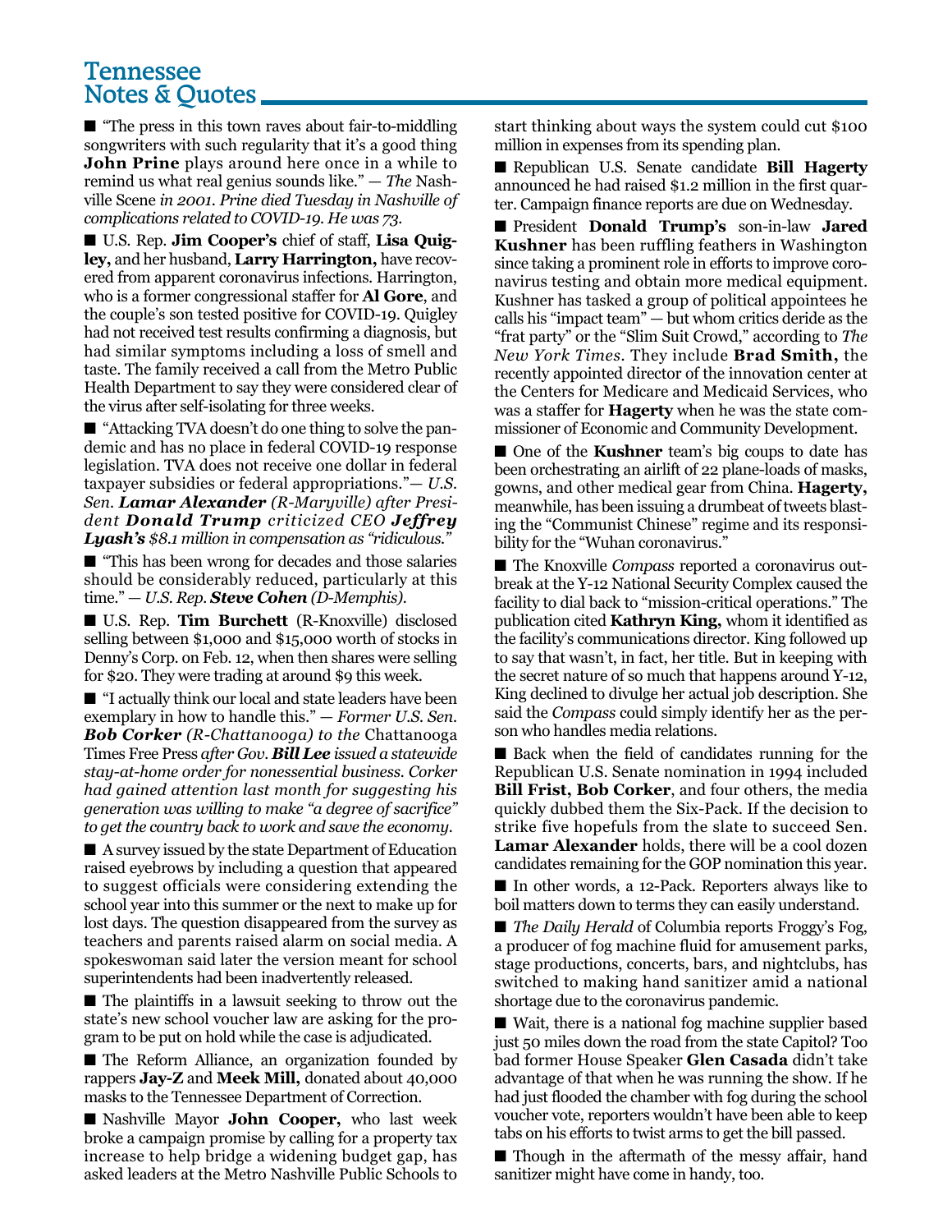# Tennessee Notes & Quotes

■ "The press in this town raves about fair-to-middling songwriters with such regularity that it's a good thing **John Prine** plays around here once in a while to remind us what real genius sounds like." — *The* Nashville Scene *in 2001. Prine died Tuesday in Nashville of complications related to COVID-19. He was 73.*

■ U.S. Rep. **Jim Cooper's** chief of staff, **Lisa Quigley,** and her husband, **Larry Harrington,** have recovered from apparent coronavirus infections. Harrington, who is a former congressional staffer for **Al Gore**, and the couple's son tested positive for COVID-19. Quigley had not received test results confirming a diagnosis, but had similar symptoms including a loss of smell and taste. The family received a call from the Metro Public Health Department to say they were considered clear of the virus after self-isolating for three weeks.

■ "Attacking TVA doesn't do one thing to solve the pandemic and has no place in federal COVID-19 response legislation. TVA does not receive one dollar in federal taxpayer subsidies or federal appropriations."— *U.S. Sen.* ***Lamar Alexander*** *(R-Maryville) after President* ***Donald Trump*** *criticized CEO* ***Jeffrey Lyash's*** *$8.1 million in compensation as "ridiculous."*

■ "This has been wrong for decades and those salaries should be considerably reduced, particularly at this time." — *U.S. Rep.* ***Steve Cohen*** *(D-Memphis).*

■ U.S. Rep. **Tim Burchett** (R-Knoxville) disclosed selling between $1,000 and $15,000 worth of stocks in Denny's Corp. on Feb. 12, when then shares were selling for $20. They were trading at around $9 this week.

■ "I actually think our local and state leaders have been exemplary in how to handle this." — *Former U.S. Sen.* ***Bob Corker*** *(R-Chattanooga) to the* Chattanooga Times Free Press *after Gov.* ***Bill Lee*** *issued a statewide stay-at-home order for nonessential business. Corker had gained attention last month for suggesting his generation was willing to make "a degree of sacrifice" to get the country back to work and save the economy.*

■ A survey issued by the state Department of Education raised eyebrows by including a question that appeared to suggest officials were considering extending the school year into this summer or the next to make up for lost days. The question disappeared from the survey as teachers and parents raised alarm on social media. A spokeswoman said later the version meant for school superintendents had been inadvertently released.

■ The plaintiffs in a lawsuit seeking to throw out the state's new school voucher law are asking for the program to be put on hold while the case is adjudicated.

■ The Reform Alliance, an organization founded by rappers **Jay-Z** and **Meek Mill,** donated about 40,000 masks to the Tennessee Department of Correction.

■ Nashville Mayor **John Cooper,** who last week broke a campaign promise by calling for a property tax increase to help bridge a widening budget gap, has asked leaders at the Metro Nashville Public Schools to start thinking about ways the system could cut $100 million in expenses from its spending plan.

■ Republican U.S. Senate candidate **Bill Hagerty** announced he had raised $1.2 million in the first quarter. Campaign finance reports are due on Wednesday.

■ President **Donald Trump's** son-in-law **Jared Kushner** has been ruffling feathers in Washington since taking a prominent role in efforts to improve coronavirus testing and obtain more medical equipment. Kushner has tasked a group of political appointees he calls his "impact team" — but whom critics deride as the "frat party" or the "Slim Suit Crowd," according to *The New York Times*. They include **Brad Smith,** the recently appointed director of the innovation center at the Centers for Medicare and Medicaid Services, who was a staffer for **Hagerty** when he was the state commissioner of Economic and Community Development.

■ One of the **Kushner** team's big coups to date has been orchestrating an airlift of 22 plane-loads of masks, gowns, and other medical gear from China. **Hagerty,** meanwhile, has been issuing a drumbeat of tweets blasting the "Communist Chinese" regime and its responsibility for the "Wuhan coronavirus."

■ The Knoxville *Compass* reported a coronavirus outbreak at the Y-12 National Security Complex caused the facility to dial back to "mission-critical operations." The publication cited **Kathryn King,** whom it identified as the facility's communications director. King followed up to say that wasn't, in fact, her title. But in keeping with the secret nature of so much that happens around Y-12, King declined to divulge her actual job description. She said the *Compass* could simply identify her as the person who handles media relations.

■ Back when the field of candidates running for the Republican U.S. Senate nomination in 1994 included **Bill Frist, Bob Corker**, and four others, the media quickly dubbed them the Six-Pack. If the decision to strike five hopefuls from the slate to succeed Sen. **Lamar Alexander** holds, there will be a cool dozen candidates remaining for the GOP nomination this year.

■ In other words, a 12-Pack. Reporters always like to boil matters down to terms they can easily understand.

■ *The Daily Herald* of Columbia reports Froggy's Fog, a producer of fog machine fluid for amusement parks, stage productions, concerts, bars, and nightclubs, has switched to making hand sanitizer amid a national shortage due to the coronavirus pandemic.

■ Wait, there is a national fog machine supplier based just 50 miles down the road from the state Capitol? Too bad former House Speaker **Glen Casada** didn't take advantage of that when he was running the show. If he had just flooded the chamber with fog during the school voucher vote, reporters wouldn't have been able to keep tabs on his efforts to twist arms to get the bill passed.

■ Though in the aftermath of the messy affair, hand sanitizer might have come in handy, too.